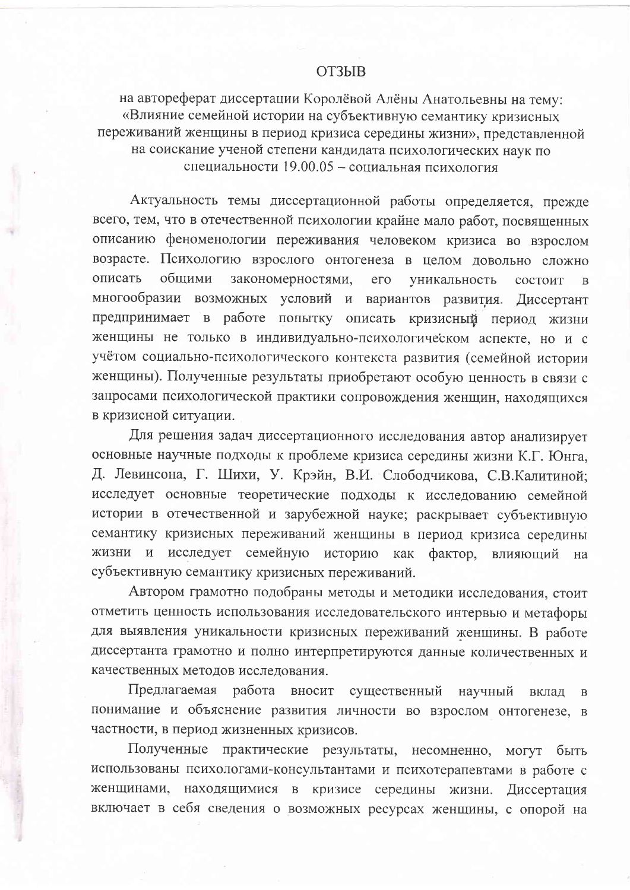# ОТЗЫВ

на автореферат диссертации Королёвой Алёны Анатольевны на тему: «Влияние семейной истории на субъективную семантику кризисных переживаний женщины в период кризиса середины жизни», представленной на соискание ученой степени кандидата психологических наук по специальности 19.00.05 – социальная психология

Актуальность темы диссертационной работы определяется, прежде всего, тем, что в отечественной психологии крайне мало работ, посвященных описанию феноменологии переживания человеком кризиса во взрослом возрасте. Психологию взрослого онтогенеза в целом довольно сложно описать общими закономерностями, его уникальность состоит в многообразии возможных условий и вариантов развития. Диссертант предпринимает в работе попытку описать кризисный период жизни женщины не только в индивидуально-психологическом аспекте, но и с учётом социально-психологического контекста развития (семейной истории женщины). Полученные результаты приобретают особую ценность в связи с запросами психологической практики сопровождения женщин, находящихся в кризисной ситуации.

Для решения задач диссертационного исследования автор анализирует основные научные подходы к проблеме кризиса середины жизни К.Г. Юнга, Д. Левинсона, Г. Шихи, У. Крэйн, В.И. Слободчикова, С.В.Калитиной; исследует основные теоретические подходы к исследованию семейной истории в отечественной и зарубежной науке; раскрывает субъективную семантику кризисных переживаний женщины в период кризиса середины жизни и исследует семейную историю как фактор, влияющий на субъективную семантику кризисных переживаний.

Автором грамотно подобраны методы и методики исследования, стоит отметить ценность использования исследовательского интервью и метафоры для выявления уникальности кризисных переживаний женщины. В работе диссертанта грамотно и полно интерпретируются данные количественных и качественных методов исследования.

Предлагаемая работа вносит существенный научный вклад в понимание и объяснение развития личности во взрослом онтогенезе, в частности, в период жизненных кризисов.

Полученные практические результаты, несомненно, могут быть использованы психологами-консультантами и психотерапевтами в работе с женщинами, находящимися в кризисе середины жизни. Диссертация включает в себя сведения о возможных ресурсах женщины, с опорой на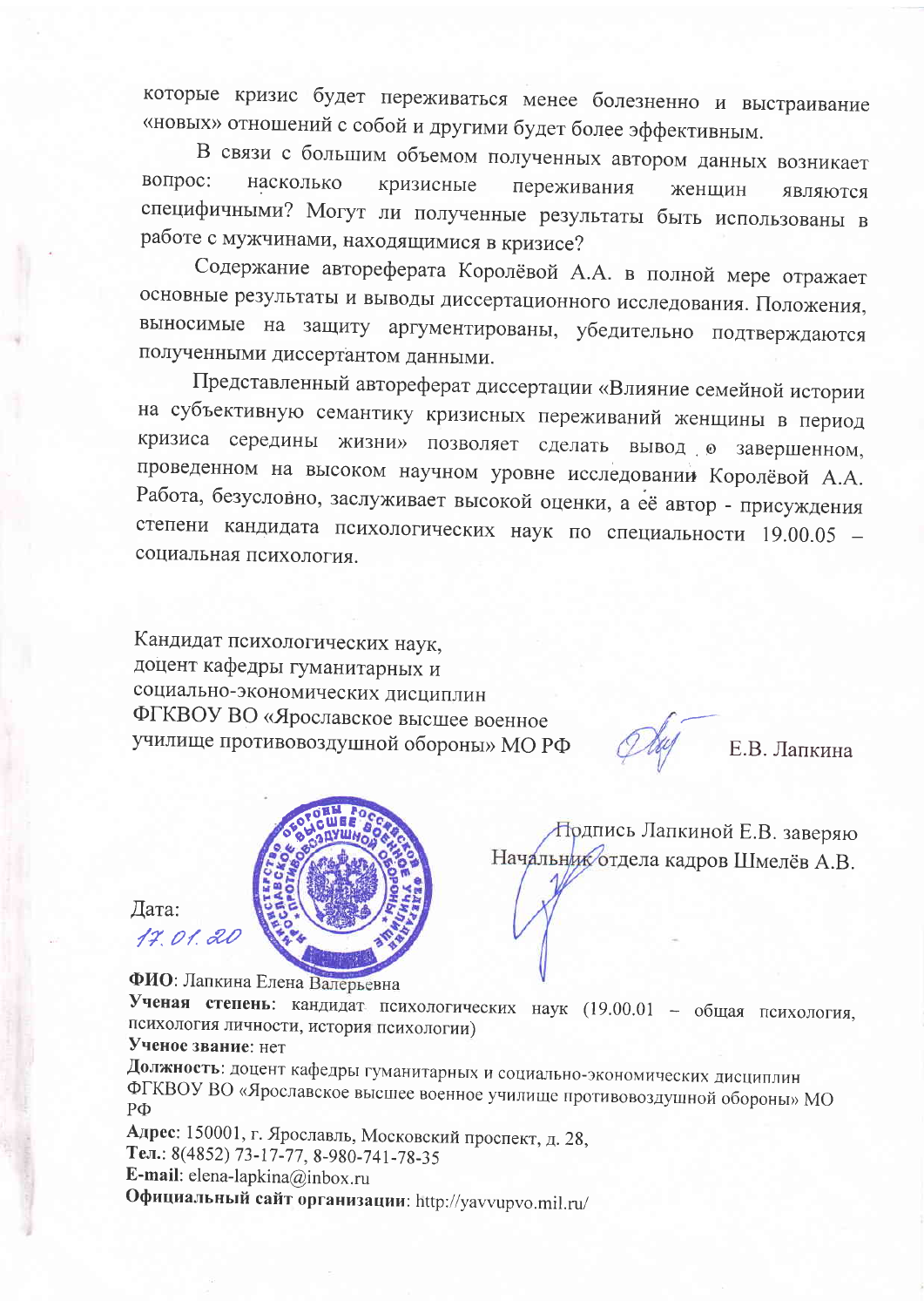которые кризис будет переживаться менее болезненно и выстраивание «новых» отношений с собой и другими будет более эффективным.

В связи с большим объемом полученных автором данных возникает вопрос: насколько кризисные переживания женщин являются специфичными? Могут ли полученные результаты быть использованы в работе с мужчинами, находящимися в кризисе?

Содержание автореферата Королёвой А.А. в полной мере отражает основные результаты и выводы диссертационного исследования. Положения, выносимые на защиту аргументированы, убедительно подтверждаются полученными диссертантом данными.

Представленный автореферат диссертации «Влияние семейной истории на субъективную семантику кризисных переживаний женщины в период кризиса середины жизни» позволяет сделать вывод о завершенном, проведенном на высоком научном уровне исследовании Королёвой А.А. Работа, безусловно, заслуживает высокой оценки, а её автор - присуждения степени кандидата психологических наук по специальности 19.00.05 – социальная психология.

Кандидат психологических наук,
доцент кафедры гуманитарных и
социально-экономических дисциплин
ФГКВОУ ВО «Ярославское высшее военное
училище противовоздушной обороны» МО РФ

Е.В. Лапкина

Подпись Лапкиной Е.В. заверяю
Начальник отдела кадров Шмелёв А.В.

Дата:
17.01.20

**ФИО**: Лапкина Елена Валерьевна
**Ученая степень**: кандидат психологических наук (19.00.01 – общая психология, психология личности, история психологии)
**Ученое звание**: нет
**Должность**: доцент кафедры гуманитарных и социально-экономических дисциплин ФГКВОУ ВО «Ярославское высшее военное училище противовоздушной обороны» МО РФ
**Адрес**: 150001, г. Ярославль, Московский проспект, д. 28,
**Тел.**: 8(4852) 73-17-77, 8-980-741-78-35
**E-mail**: elena-lapkina@inbox.ru
**Официальный сайт организации**: http://yavvupvo.mil.ru/